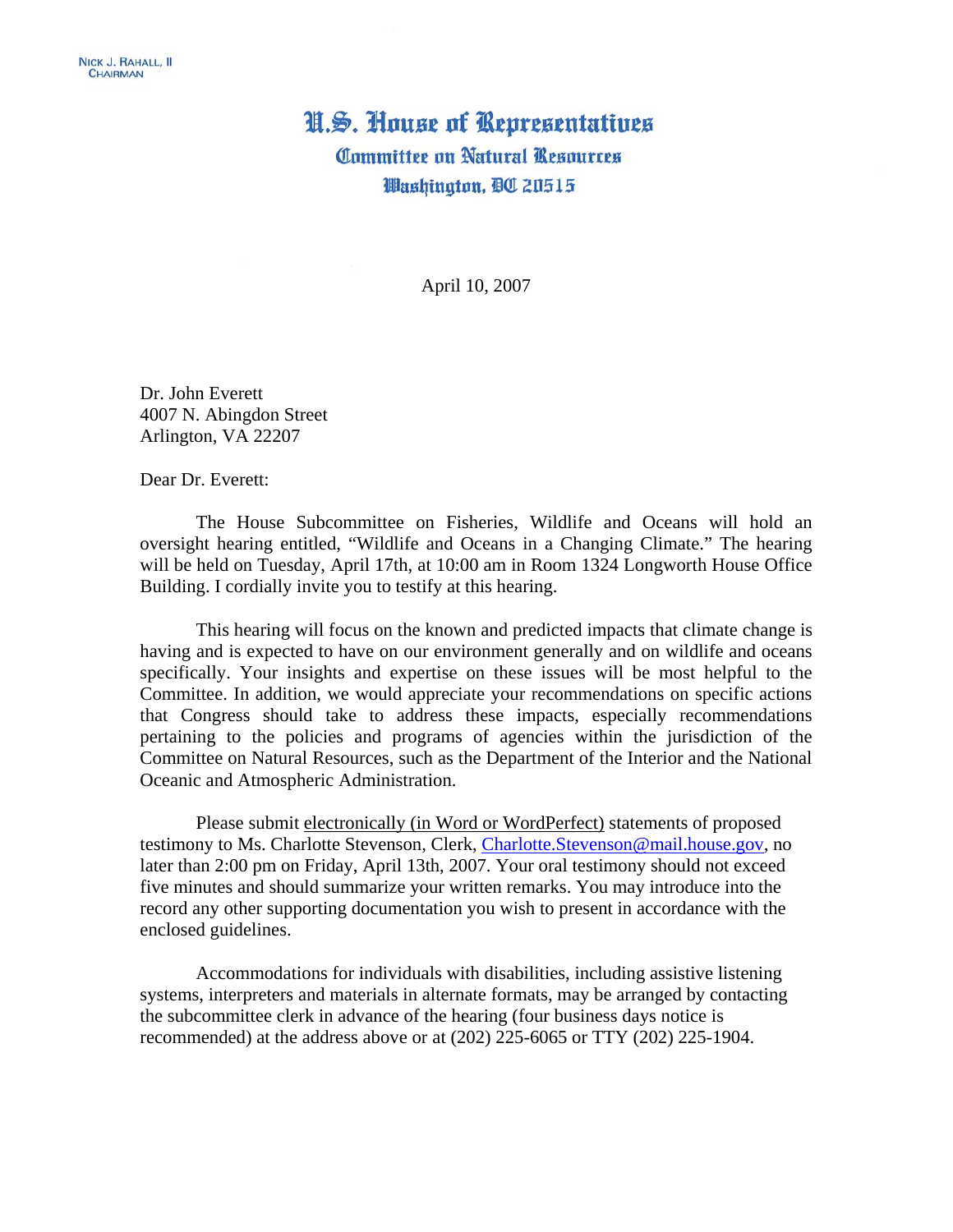NICK J. RAHALL, II
CHAIRMAN

# U.S. House of Representatives

## Committee on Natural Resources

### Washington, DC 20515

April 10, 2007

Dr. John Everett
4007 N. Abingdon Street
Arlington, VA 22207

Dear Dr. Everett:

The House Subcommittee on Fisheries, Wildlife and Oceans will hold an oversight hearing entitled, "Wildlife and Oceans in a Changing Climate." The hearing will be held on Tuesday, April 17th, at 10:00 am in Room 1324 Longworth House Office Building. I cordially invite you to testify at this hearing.

This hearing will focus on the known and predicted impacts that climate change is having and is expected to have on our environment generally and on wildlife and oceans specifically. Your insights and expertise on these issues will be most helpful to the Committee. In addition, we would appreciate your recommendations on specific actions that Congress should take to address these impacts, especially recommendations pertaining to the policies and programs of agencies within the jurisdiction of the Committee on Natural Resources, such as the Department of the Interior and the National Oceanic and Atmospheric Administration.

Please submit electronically (in Word or WordPerfect) statements of proposed testimony to Ms. Charlotte Stevenson, Clerk, Charlotte.Stevenson@mail.house.gov, no later than 2:00 pm on Friday, April 13th, 2007. Your oral testimony should not exceed five minutes and should summarize your written remarks. You may introduce into the record any other supporting documentation you wish to present in accordance with the enclosed guidelines.

Accommodations for individuals with disabilities, including assistive listening systems, interpreters and materials in alternate formats, may be arranged by contacting the subcommittee clerk in advance of the hearing (four business days notice is recommended) at the address above or at (202) 225-6065 or TTY (202) 225-1904.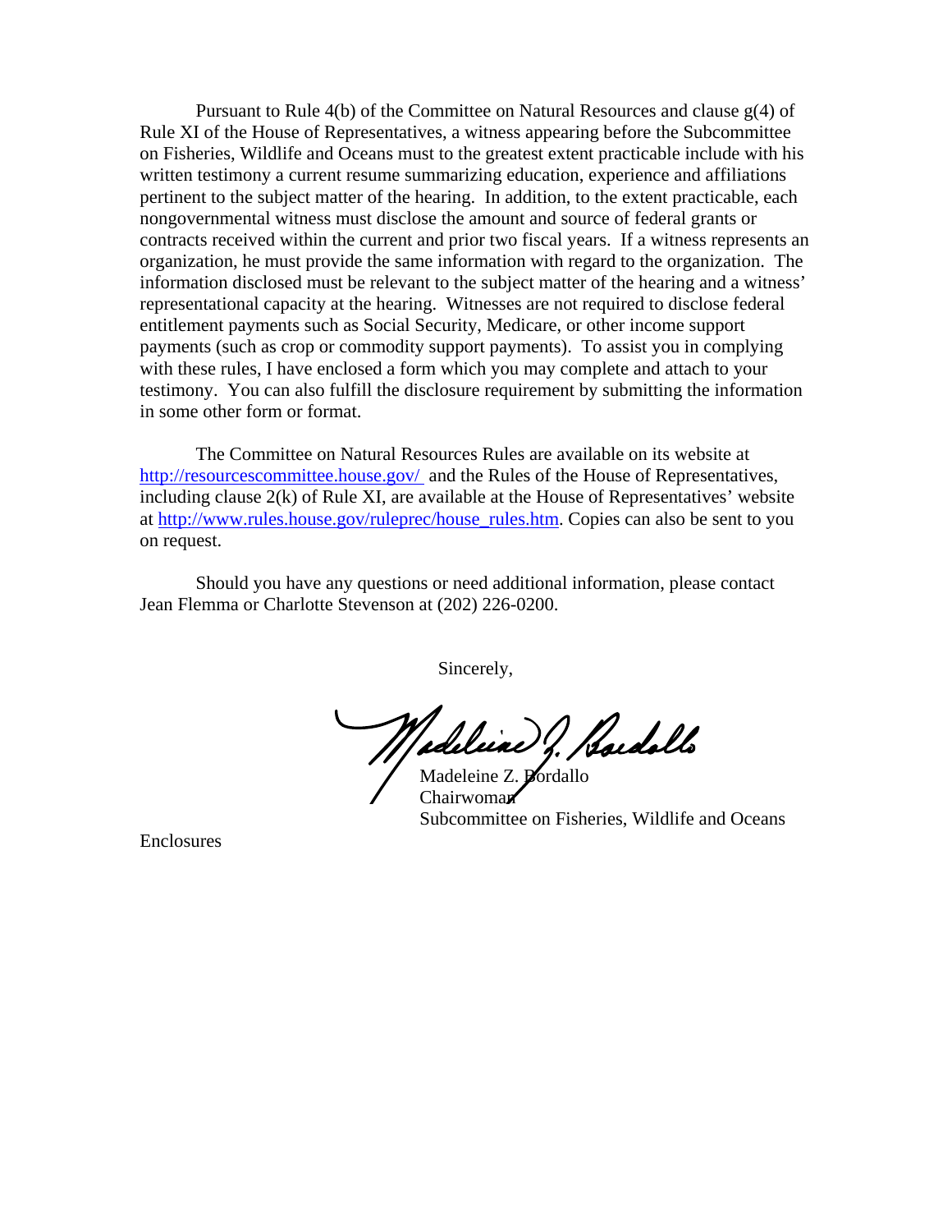Pursuant to Rule 4(b) of the Committee on Natural Resources and clause g(4) of Rule XI of the House of Representatives, a witness appearing before the Subcommittee on Fisheries, Wildlife and Oceans must to the greatest extent practicable include with his written testimony a current resume summarizing education, experience and affiliations pertinent to the subject matter of the hearing. In addition, to the extent practicable, each nongovernmental witness must disclose the amount and source of federal grants or contracts received within the current and prior two fiscal years. If a witness represents an organization, he must provide the same information with regard to the organization. The information disclosed must be relevant to the subject matter of the hearing and a witness' representational capacity at the hearing. Witnesses are not required to disclose federal entitlement payments such as Social Security, Medicare, or other income support payments (such as crop or commodity support payments). To assist you in complying with these rules, I have enclosed a form which you may complete and attach to your testimony. You can also fulfill the disclosure requirement by submitting the information in some other form or format.

The Committee on Natural Resources Rules are available on its website at http://resourcescommittee.house.gov/ and the Rules of the House of Representatives, including clause 2(k) of Rule XI, are available at the House of Representatives' website at http://www.rules.house.gov/ruleprec/house_rules.htm. Copies can also be sent to you on request.

Should you have any questions or need additional information, please contact Jean Flemma or Charlotte Stevenson at (202) 226-0200.

Sincerely,

Madeleine Z. Bordallo
Chairwoman
Subcommittee on Fisheries, Wildlife and Oceans

Enclosures